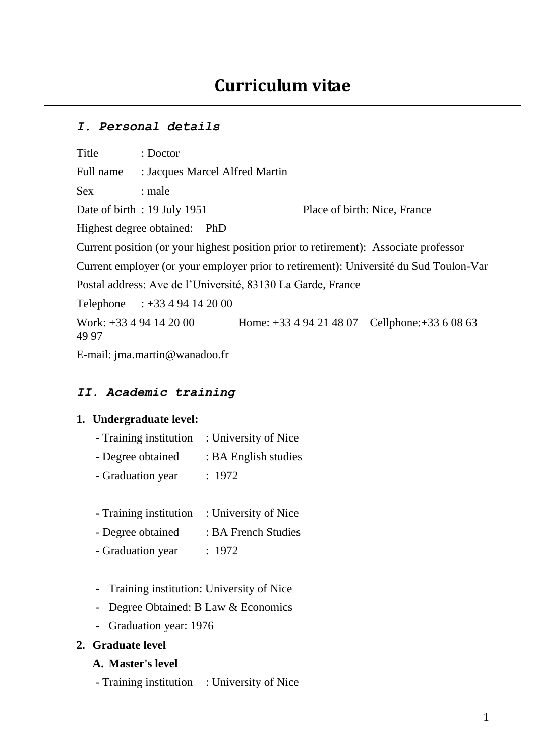# Curriculum vitae

## *I. Personal details*

Title : Doctor

Full name : Jacques Marcel Alfred Martin

Sex : male

Date of birth : 19 July 1951 Place of birth: Nice, France

Highest degree obtained: PhD

Current position (or your highest position prior to retirement): Associate professor

Current employer (or your employer prior to retirement): Université du Sud Toulon-Var

Postal address: Ave de l'Université, 83130 La Garde, France

Telephone : +33 4 94 14 20 00

Work: +33 4 94 14 20 00 Home: +33 4 94 21 48 07 Cellphone:+33 6 08 63 49 97

E-mail: jma.martin@wanadoo.fr

## *II. Academic training*

1. **Undergraduate level:**

   - Training institution : University of Nice
   - Degree obtained : BA English studies
   - Graduation year : 1972

   - Training institution : University of Nice
   - Degree obtained : BA French Studies
   - Graduation year : 1972

   - Training institution: University of Nice
   - Degree Obtained: B Law & Economics
   - Graduation year: 1976

2. **Graduate level**

   **A. Master's level**

   - Training institution : University of Nice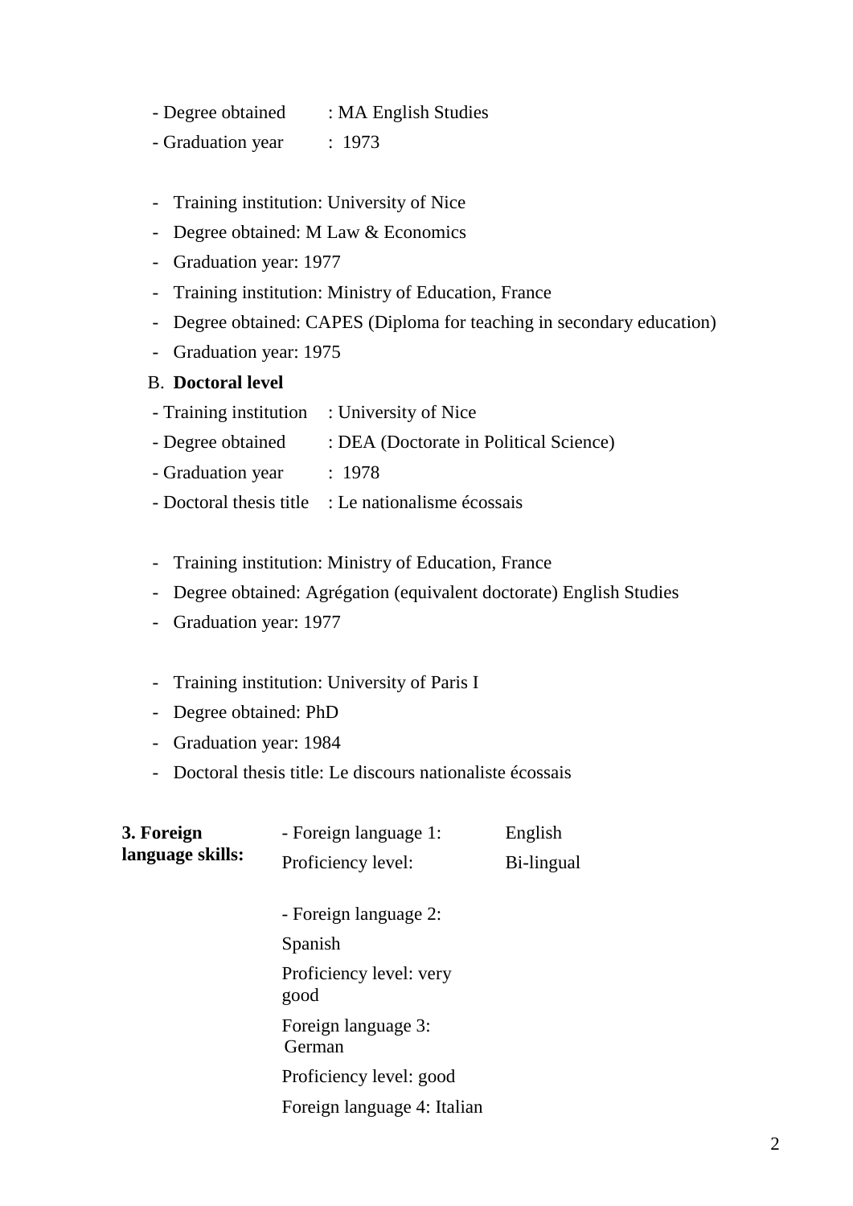- Degree obtained : MA English Studies
- Graduation year : 1973

- Training institution: University of Nice
- Degree obtained: M Law & Economics
- Graduation year: 1977
- Training institution: Ministry of Education, France
- Degree obtained: CAPES (Diploma for teaching in secondary education)
- Graduation year: 1975

B. **Doctoral level**

- Training institution : University of Nice
- Degree obtained : DEA (Doctorate in Political Science)
- Graduation year : 1978
- Doctoral thesis title : Le nationalisme écossais

- Training institution: Ministry of Education, France
- Degree obtained: Agrégation (equivalent doctorate) English Studies
- Graduation year: 1977

- Training institution: University of Paris I
- Degree obtained: PhD
- Graduation year: 1984
- Doctoral thesis title: Le discours nationaliste écossais

**3. Foreign language skills:**

- Foreign language 1: English
  Proficiency level: Bi-lingual

- Foreign language 2: Spanish
  Proficiency level: very good

  Foreign language 3: German
  Proficiency level: good

  Foreign language 4: Italian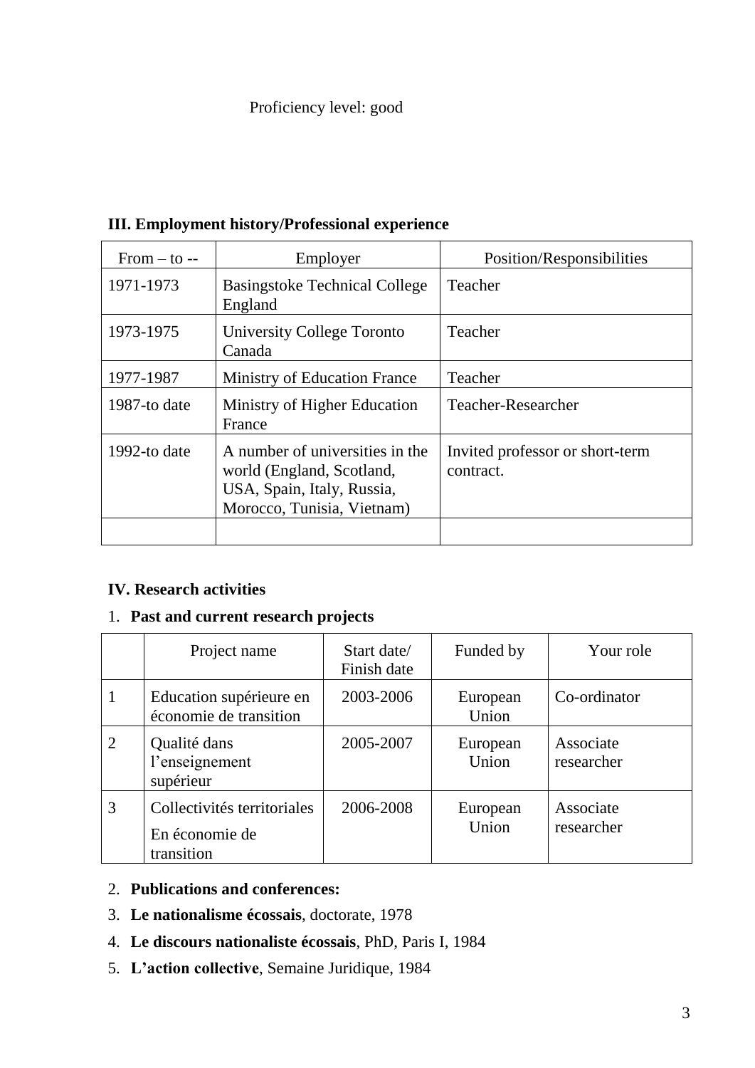Proficiency level: good

**III. Employment history/Professional experience**

| From – to -- | Employer | Position/Responsibilities |
|---|---|---|
| 1971-1973 | Basingstoke Technical College England | Teacher |
| 1973-1975 | University College Toronto Canada | Teacher |
| 1977-1987 | Ministry of Education France | Teacher |
| 1987-to date | Ministry of Higher Education France | Teacher-Researcher |
| 1992-to date | A number of universities in the world (England, Scotland, USA, Spain, Italy, Russia, Morocco, Tunisia, Vietnam) | Invited professor or short-term contract. |
| | | |

**IV. Research activities**

1. **Past and current research projects**

| | Project name | Start date/ Finish date | Funded by | Your role |
|---|---|---|---|---|
| 1 | Education supérieure en économie de transition | 2003-2006 | European Union | Co-ordinator |
| 2 | Qualité dans l'enseignement supérieur | 2005-2007 | European Union | Associate researcher |
| 3 | Collectivités territoriales En économie de transition | 2006-2008 | European Union | Associate researcher |

2. **Publications and conferences:**
3. **Le nationalisme écossais**, doctorate, 1978
4. **Le discours nationaliste écossais**, PhD, Paris I, 1984
5. **L'action collective**, Semaine Juridique, 1984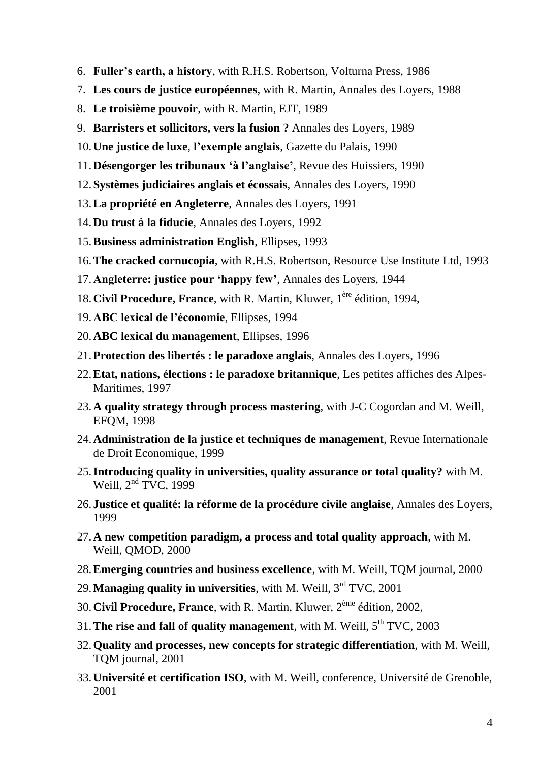6. **Fuller's earth, a history**, with R.H.S. Robertson, Volturna Press, 1986
7. **Les cours de justice européennes**, with R. Martin, Annales des Loyers, 1988
8. **Le troisième pouvoir**, with R. Martin, EJT, 1989
9. **Barristers et sollicitors, vers la fusion ?** Annales des Loyers, 1989
10. **Une justice de luxe**, **l'exemple anglais**, Gazette du Palais, 1990
11. **Désengorger les tribunaux 'à l'anglaise'**, Revue des Huissiers, 1990
12. **Systèmes judiciaires anglais et écossais**, Annales des Loyers, 1990
13. **La propriété en Angleterre**, Annales des Loyers, 1991
14. **Du trust à la fiducie**, Annales des Loyers, 1992
15. **Business administration English**, Ellipses, 1993
16. **The cracked cornucopia**, with R.H.S. Robertson, Resource Use Institute Ltd, 1993
17. **Angleterre: justice pour 'happy few'**, Annales des Loyers, 1944
18. **Civil Procedure, France**, with R. Martin, Kluwer, 1ère édition, 1994,
19. **ABC lexical de l'économie**, Ellipses, 1994
20. **ABC lexical du management**, Ellipses, 1996
21. **Protection des libertés : le paradoxe anglais**, Annales des Loyers, 1996
22. **Etat, nations, élections : le paradoxe britannique**, Les petites affiches des Alpes-Maritimes, 1997
23. **A quality strategy through process mastering**, with J-C Cogordan and M. Weill, EFQM, 1998
24. **Administration de la justice et techniques de management**, Revue Internationale de Droit Economique, 1999
25. **Introducing quality in universities, quality assurance or total quality?** with M. Weill, 2nd TVC, 1999
26. **Justice et qualité: la réforme de la procédure civile anglaise**, Annales des Loyers, 1999
27. **A new competition paradigm, a process and total quality approach**, with M. Weill, QMOD, 2000
28. **Emerging countries and business excellence**, with M. Weill, TQM journal, 2000
29. **Managing quality in universities**, with M. Weill, 3rd TVC, 2001
30. **Civil Procedure, France**, with R. Martin, Kluwer, 2ème édition, 2002,
31. **The rise and fall of quality management**, with M. Weill, 5th TVC, 2003
32. **Quality and processes, new concepts for strategic differentiation**, with M. Weill, TQM journal, 2001
33. **Université et certification ISO**, with M. Weill, conference, Université de Grenoble, 2001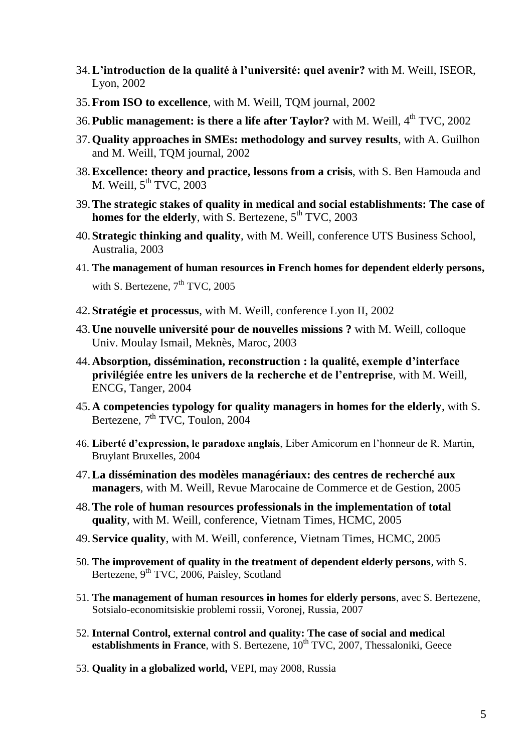34. **L'introduction de la qualité à l'université: quel avenir?** with M. Weill, ISEOR, Lyon, 2002
35. **From ISO to excellence**, with M. Weill, TQM journal, 2002
36. **Public management: is there a life after Taylor?** with M. Weill, 4th TVC, 2002
37. **Quality approaches in SMEs: methodology and survey results**, with A. Guilhon and M. Weill, TQM journal, 2002
38. **Excellence: theory and practice, lessons from a crisis**, with S. Ben Hamouda and M. Weill, 5th TVC, 2003
39. **The strategic stakes of quality in medical and social establishments: The case of homes for the elderly**, with S. Bertezene, 5th TVC, 2003
40. **Strategic thinking and quality**, with M. Weill, conference UTS Business School, Australia, 2003
41. **The management of human resources in French homes for dependent elderly persons,** with S. Bertezene, 7th TVC, 2005
42. **Stratégie et processus**, with M. Weill, conference Lyon II, 2002
43. **Une nouvelle université pour de nouvelles missions ?** with M. Weill, colloque Univ. Moulay Ismail, Meknès, Maroc, 2003
44. **Absorption, dissémination, reconstruction : la qualité, exemple d'interface privilégiée entre les univers de la recherche et de l'entreprise**, with M. Weill, ENCG, Tanger, 2004
45. **A competencies typology for quality managers in homes for the elderly**, with S. Bertezene, 7th TVC, Toulon, 2004
46. **Liberté d'expression, le paradoxe anglais**, Liber Amicorum en l'honneur de R. Martin, Bruylant Bruxelles, 2004
47. **La dissémination des modèles managériaux: des centres de recherché aux managers**, with M. Weill, Revue Marocaine de Commerce et de Gestion, 2005
48. **The role of human resources professionals in the implementation of total quality**, with M. Weill, conference, Vietnam Times, HCMC, 2005
49. **Service quality**, with M. Weill, conference, Vietnam Times, HCMC, 2005
50. **The improvement of quality in the treatment of dependent elderly persons**, with S. Bertezene, 9th TVC, 2006, Paisley, Scotland
51. **The management of human resources in homes for elderly persons**, avec S. Bertezene, Sotsialo-economitsiskie problemi rossii, Voronej, Russia, 2007
52. **Internal Control, external control and quality: The case of social and medical establishments in France**, with S. Bertezene, 10th TVC, 2007, Thessaloniki, Geece
53. **Quality in a globalized world,** VEPI, may 2008, Russia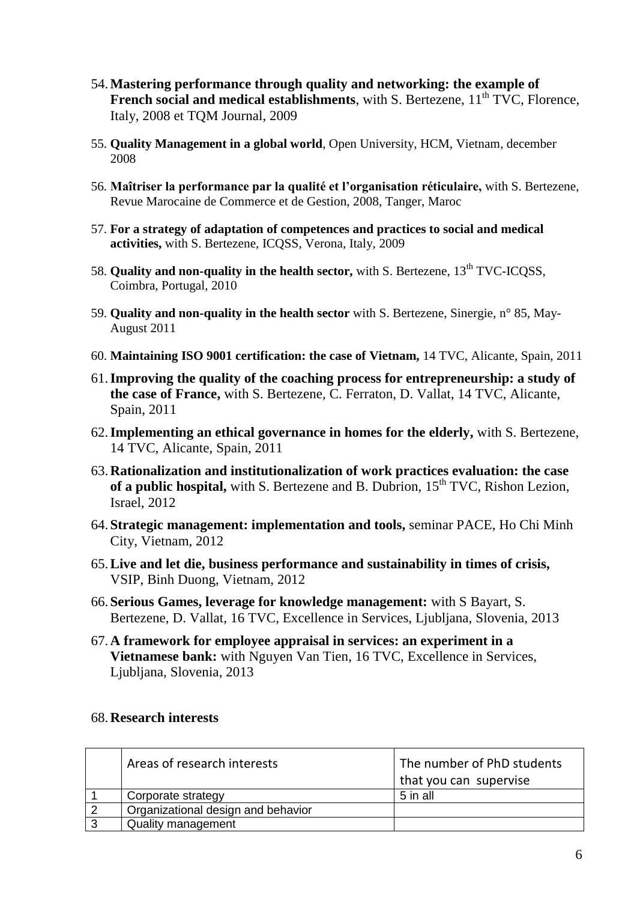54. **Mastering performance through quality and networking: the example of French social and medical establishments**, with S. Bertezene, 11th TVC, Florence, Italy, 2008 et TQM Journal, 2009

55. **Quality Management in a global world**, Open University, HCM, Vietnam, december 2008

56. **Maîtriser la performance par la qualité et l'organisation réticulaire,** with S. Bertezene, Revue Marocaine de Commerce et de Gestion, 2008, Tanger, Maroc

57. **For a strategy of adaptation of competences and practices to social and medical activities,** with S. Bertezene, ICQSS, Verona, Italy, 2009

58. **Quality and non-quality in the health sector,** with S. Bertezene, 13th TVC-ICQSS, Coimbra, Portugal, 2010

59. **Quality and non-quality in the health sector** with S. Bertezene, Sinergie, n° 85, May-August 2011

60. **Maintaining ISO 9001 certification: the case of Vietnam,** 14 TVC, Alicante, Spain, 2011

61. **Improving the quality of the coaching process for entrepreneurship: a study of the case of France,** with S. Bertezene, C. Ferraton, D. Vallat, 14 TVC, Alicante, Spain, 2011

62. **Implementing an ethical governance in homes for the elderly,** with S. Bertezene, 14 TVC, Alicante, Spain, 2011

63. **Rationalization and institutionalization of work practices evaluation: the case of a public hospital,** with S. Bertezene and B. Dubrion, 15th TVC, Rishon Lezion, Israel, 2012

64. **Strategic management: implementation and tools,** seminar PACE, Ho Chi Minh City, Vietnam, 2012

65. **Live and let die, business performance and sustainability in times of crisis,** VSIP, Binh Duong, Vietnam, 2012

66. **Serious Games, leverage for knowledge management:** with S Bayart, S. Bertezene, D. Vallat, 16 TVC, Excellence in Services, Ljubljana, Slovenia, 2013

67. **A framework for employee appraisal in services: an experiment in a Vietnamese bank:** with Nguyen Van Tien, 16 TVC, Excellence in Services, Ljubljana, Slovenia, 2013

68. **Research interests**

| | Areas of research interests | The number of PhD students that you can supervise |
|---|---|---|
| 1 | Corporate strategy | 5 in all |
| 2 | Organizational design and behavior | |
| 3 | Quality management | |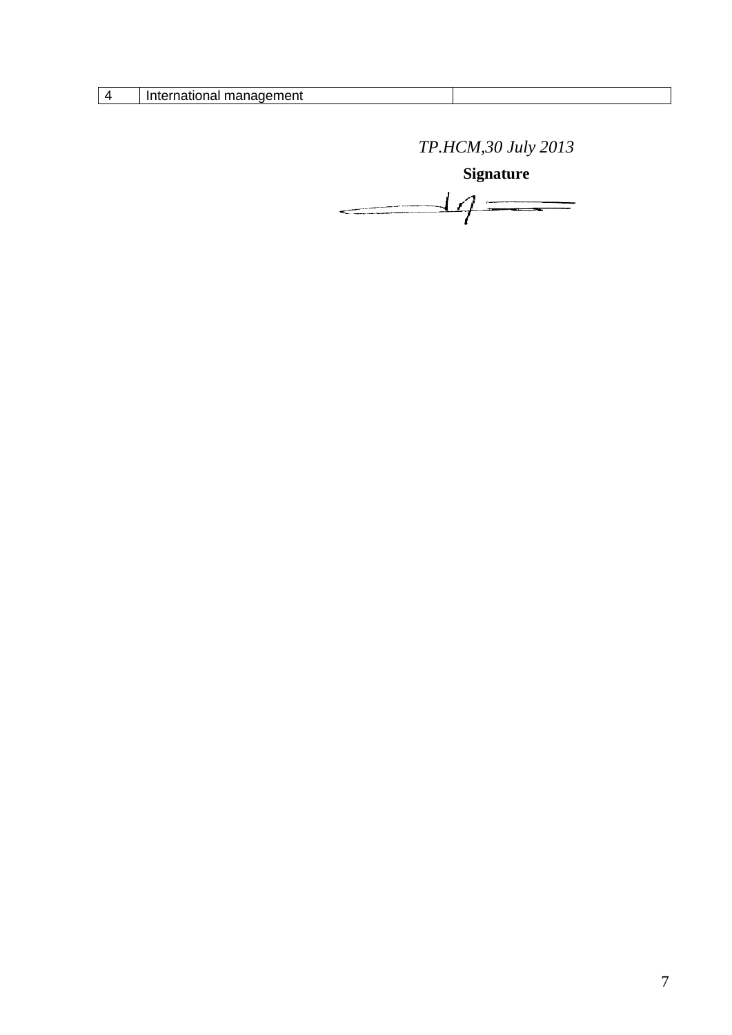| | | |
|---|---|---|
| 4 | International management | |

*TP.HCM,30 July 2013*

**Signature**